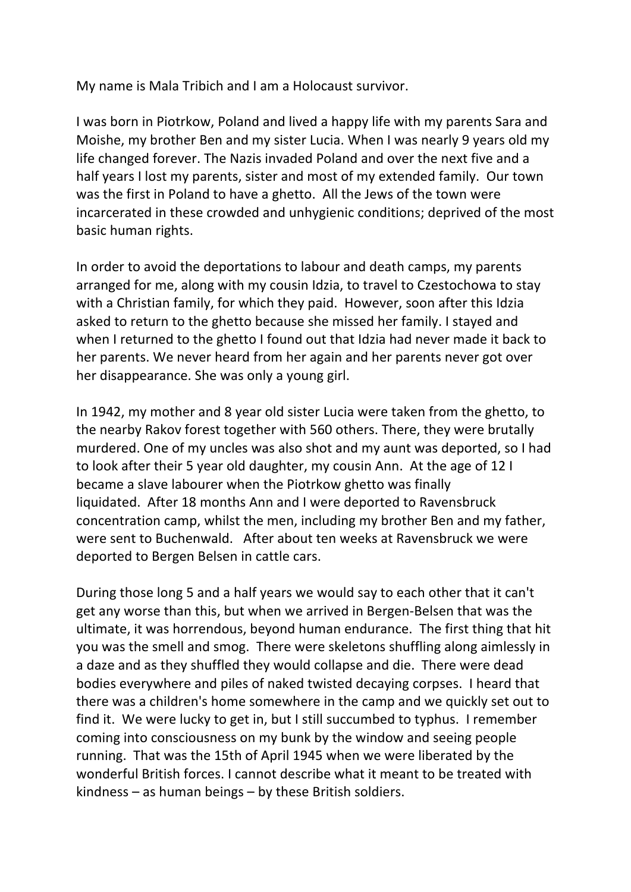My name is Mala Tribich and I am a Holocaust survivor.

I was born in Piotrkow, Poland and lived a happy life with my parents Sara and Moishe, my brother Ben and my sister Lucia. When I was nearly 9 years old my life changed forever. The Nazis invaded Poland and over the next five and a half years I lost my parents, sister and most of my extended family. Our town was the first in Poland to have a ghetto. All the Jews of the town were incarcerated in these crowded and unhygienic conditions; deprived of the most basic human rights.

In order to avoid the deportations to labour and death camps, my parents arranged for me, along with my cousin Idzia, to travel to Czestochowa to stay with a Christian family, for which they paid. However, soon after this Idzia asked to return to the ghetto because she missed her family. I stayed and when I returned to the ghetto I found out that Idzia had never made it back to her parents. We never heard from her again and her parents never got over her disappearance. She was only a young girl.

In 1942, my mother and 8 year old sister Lucia were taken from the ghetto, to the nearby Rakov forest together with 560 others. There, they were brutally murdered. One of my uncles was also shot and my aunt was deported, so I had to look after their 5 year old daughter, my cousin Ann. At the age of 12 I became a slave labourer when the Piotrkow ghetto was finally liquidated. After 18 months Ann and I were deported to Ravensbruck concentration camp, whilst the men, including my brother Ben and my father, were sent to Buchenwald. After about ten weeks at Ravensbruck we were deported to Bergen Belsen in cattle cars.

During those long 5 and a half years we would say to each other that it can't get any worse than this, but when we arrived in Bergen-Belsen that was the ultimate, it was horrendous, beyond human endurance. The first thing that hit you was the smell and smog. There were skeletons shuffling along aimlessly in a daze and as they shuffled they would collapse and die. There were dead bodies everywhere and piles of naked twisted decaying corpses. I heard that there was a children's home somewhere in the camp and we quickly set out to find it. We were lucky to get in, but I still succumbed to typhus. I remember coming into consciousness on my bunk by the window and seeing people running. That was the 15th of April 1945 when we were liberated by the wonderful British forces. I cannot describe what it meant to be treated with kindness – as human beings – by these British soldiers.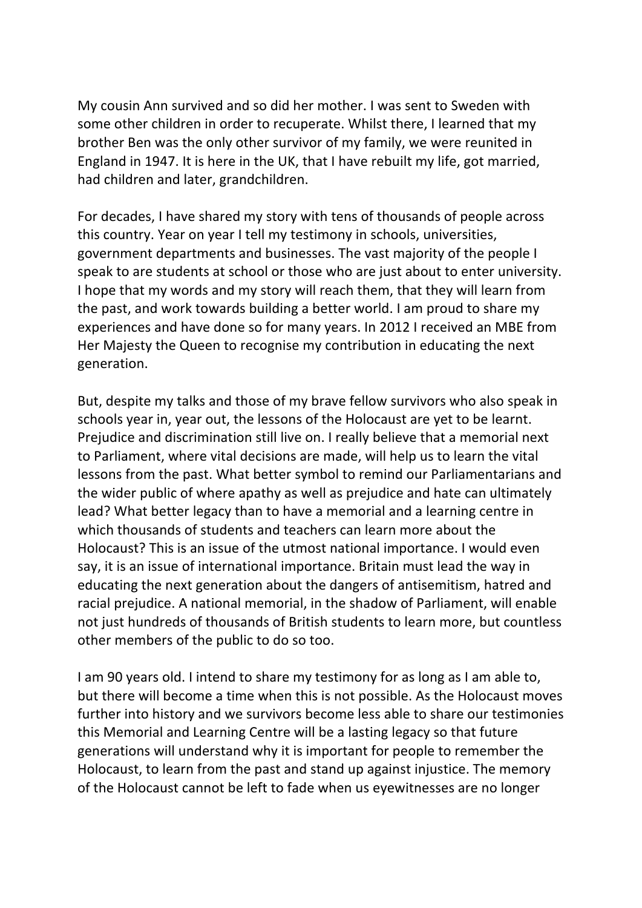My cousin Ann survived and so did her mother. I was sent to Sweden with some other children in order to recuperate. Whilst there, I learned that my brother Ben was the only other survivor of my family, we were reunited in England in 1947. It is here in the UK, that I have rebuilt my life, got married, had children and later, grandchildren.

For decades, I have shared my story with tens of thousands of people across this country. Year on year I tell my testimony in schools, universities, government departments and businesses. The vast majority of the people I speak to are students at school or those who are just about to enter university. I hope that my words and my story will reach them, that they will learn from the past, and work towards building a better world. I am proud to share my experiences and have done so for many years. In 2012 I received an MBE from Her Majesty the Queen to recognise my contribution in educating the next generation.

But, despite my talks and those of my brave fellow survivors who also speak in schools year in, year out, the lessons of the Holocaust are yet to be learnt. Prejudice and discrimination still live on. I really believe that a memorial next to Parliament, where vital decisions are made, will help us to learn the vital lessons from the past. What better symbol to remind our Parliamentarians and the wider public of where apathy as well as prejudice and hate can ultimately lead? What better legacy than to have a memorial and a learning centre in which thousands of students and teachers can learn more about the Holocaust? This is an issue of the utmost national importance. I would even say, it is an issue of international importance. Britain must lead the way in educating the next generation about the dangers of antisemitism, hatred and racial prejudice. A national memorial, in the shadow of Parliament, will enable not just hundreds of thousands of British students to learn more, but countless other members of the public to do so too.

I am 90 years old. I intend to share my testimony for as long as I am able to, but there will become a time when this is not possible. As the Holocaust moves further into history and we survivors become less able to share our testimonies this Memorial and Learning Centre will be a lasting legacy so that future generations will understand why it is important for people to remember the Holocaust, to learn from the past and stand up against injustice. The memory of the Holocaust cannot be left to fade when us eyewitnesses are no longer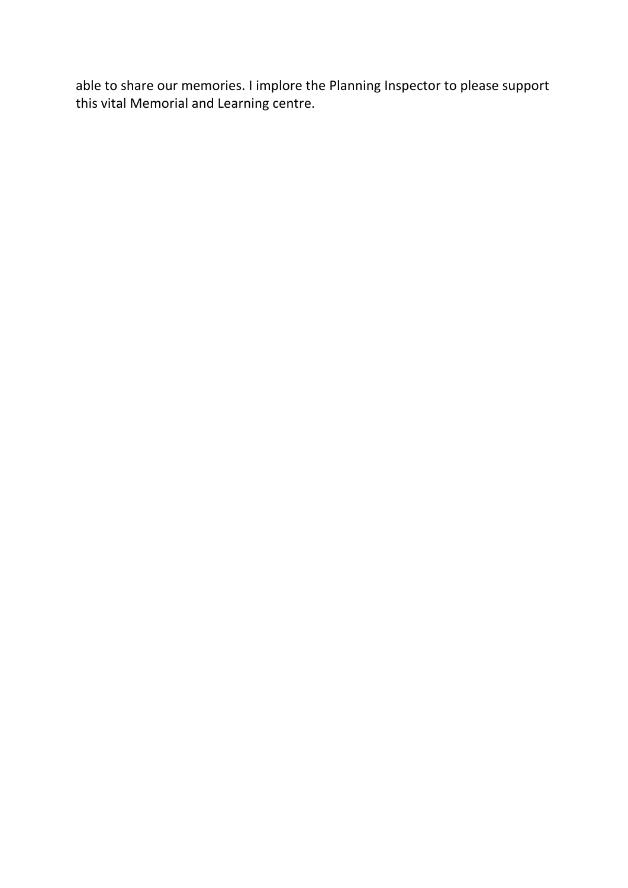able to share our memories. I implore the Planning Inspector to please support this vital Memorial and Learning centre.